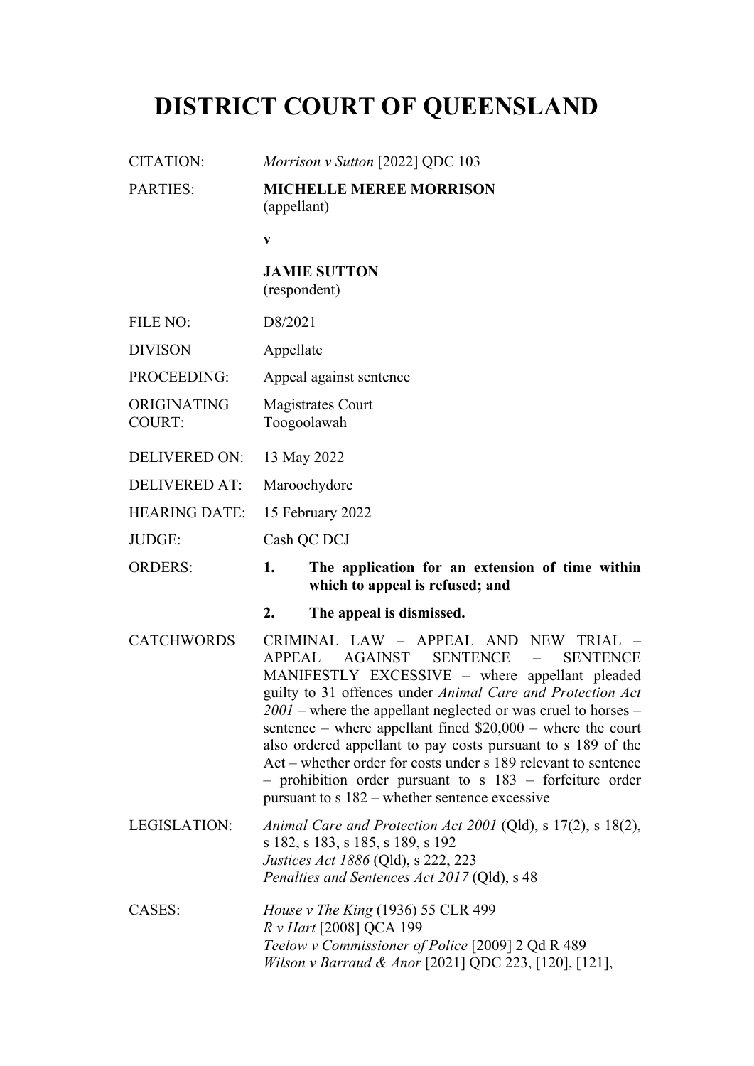# DISTRICT COURT OF QUEENSLAND

| | |
|---|---|
| CITATION: | *Morrison v Sutton* [2022] QDC 103 |
| PARTIES: | **MICHELLE MEREE MORRISON**<br>(appellant)<br><br>**v**<br><br>**JAMIE SUTTON**<br>(respondent) |
| FILE NO: | D8/2021 |
| DIVISON | Appellate |
| PROCEEDING: | Appeal against sentence |
| ORIGINATING COURT: | Magistrates Court<br>Toogoolawah |
| DELIVERED ON: | 13 May 2022 |
| DELIVERED AT: | Maroochydore |
| HEARING DATE: | 15 February 2022 |
| JUDGE: | Cash QC DCJ |
| ORDERS: | **1. The application for an extension of time within which to appeal is refused; and**<br><br>**2. The appeal is dismissed.** |
| CATCHWORDS | CRIMINAL LAW – APPEAL AND NEW TRIAL – APPEAL AGAINST SENTENCE – SENTENCE MANIFESTLY EXCESSIVE – where appellant pleaded guilty to 31 offences under *Animal Care and Protection Act 2001* – where the appellant neglected or was cruel to horses – sentence – where appellant fined $20,000 – where the court also ordered appellant to pay costs pursuant to s 189 of the Act – whether order for costs under s 189 relevant to sentence – prohibition order pursuant to s 183 – forfeiture order pursuant to s 182 – whether sentence excessive |
| LEGISLATION: | *Animal Care and Protection Act 2001* (Qld), s 17(2), s 18(2), s 182, s 183, s 185, s 189, s 192<br>*Justices Act 1886* (Qld), s 222, 223<br>*Penalties and Sentences Act 2017* (Qld), s 48 |
| CASES: | *House v The King* (1936) 55 CLR 499<br>*R v Hart* [2008] QCA 199<br>*Teelow v Commissioner of Police* [2009] 2 Qd R 489<br>*Wilson v Barraud & Anor* [2021] QDC 223, [120], [121], |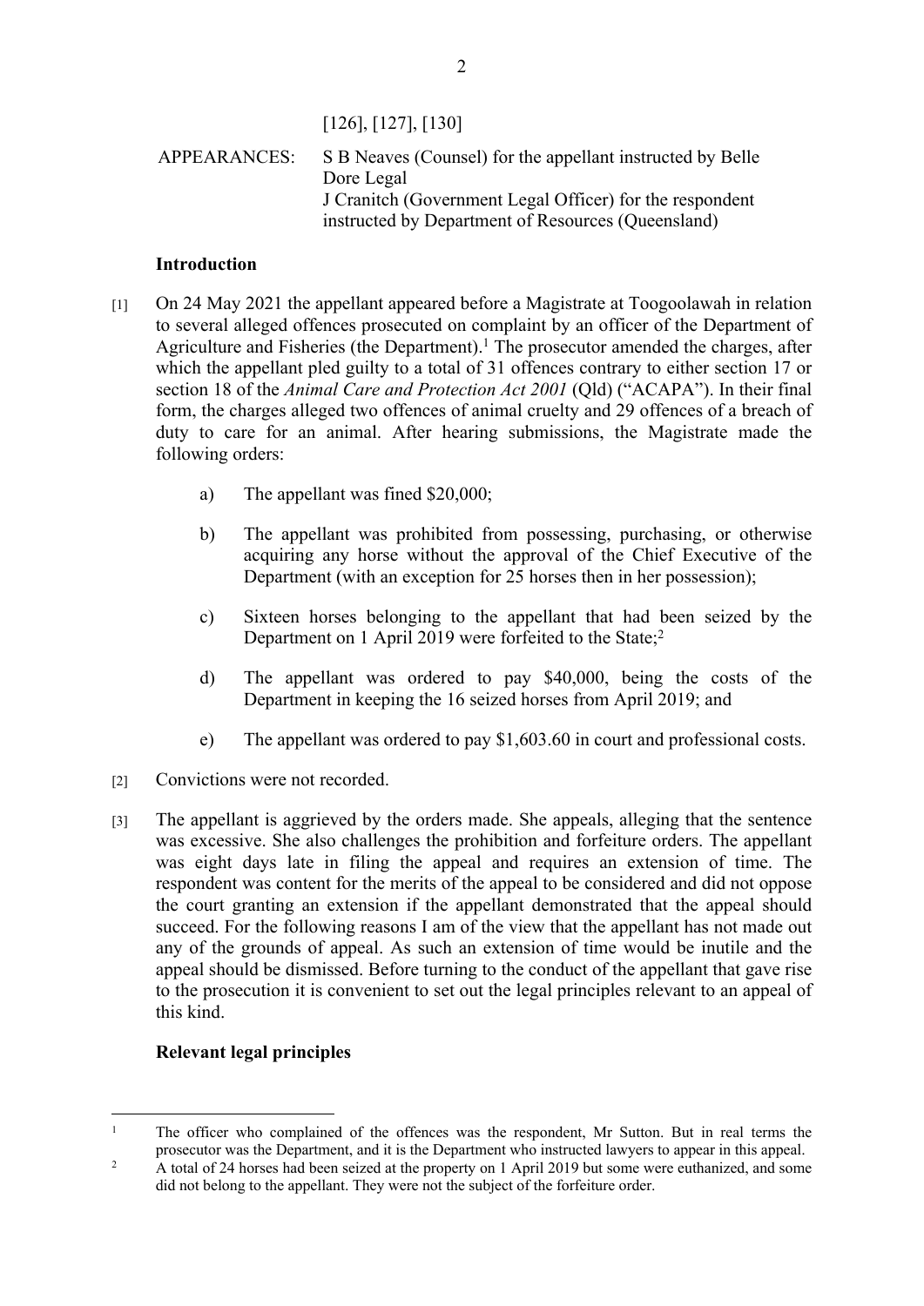[126], [127], [130]

APPEARANCES: S B Neaves (Counsel) for the appellant instructed by Belle Dore Legal
J Cranitch (Government Legal Officer) for the respondent instructed by Department of Resources (Queensland)

## Introduction

[1] On 24 May 2021 the appellant appeared before a Magistrate at Toogoolawah in relation to several alleged offences prosecuted on complaint by an officer of the Department of Agriculture and Fisheries (the Department).[1] The prosecutor amended the charges, after which the appellant pled guilty to a total of 31 offences contrary to either section 17 or section 18 of the *Animal Care and Protection Act 2001* (Qld) ("ACAPA"). In their final form, the charges alleged two offences of animal cruelty and 29 offences of a breach of duty to care for an animal. After hearing submissions, the Magistrate made the following orders:

a) The appellant was fined $20,000;

b) The appellant was prohibited from possessing, purchasing, or otherwise acquiring any horse without the approval of the Chief Executive of the Department (with an exception for 25 horses then in her possession);

c) Sixteen horses belonging to the appellant that had been seized by the Department on 1 April 2019 were forfeited to the State;[2]

d) The appellant was ordered to pay $40,000, being the costs of the Department in keeping the 16 seized horses from April 2019; and

e) The appellant was ordered to pay $1,603.60 in court and professional costs.

[2] Convictions were not recorded.

[3] The appellant is aggrieved by the orders made. She appeals, alleging that the sentence was excessive. She also challenges the prohibition and forfeiture orders. The appellant was eight days late in filing the appeal and requires an extension of time. The respondent was content for the merits of the appeal to be considered and did not oppose the court granting an extension if the appellant demonstrated that the appeal should succeed. For the following reasons I am of the view that the appellant has not made out any of the grounds of appeal. As such an extension of time would be inutile and the appeal should be dismissed. Before turning to the conduct of the appellant that gave rise to the prosecution it is convenient to set out the legal principles relevant to an appeal of this kind.

## Relevant legal principles

---

[1] The officer who complained of the offences was the respondent, Mr Sutton. But in real terms the prosecutor was the Department, and it is the Department who instructed lawyers to appear in this appeal.

[2] A total of 24 horses had been seized at the property on 1 April 2019 but some were euthanized, and some did not belong to the appellant. They were not the subject of the forfeiture order.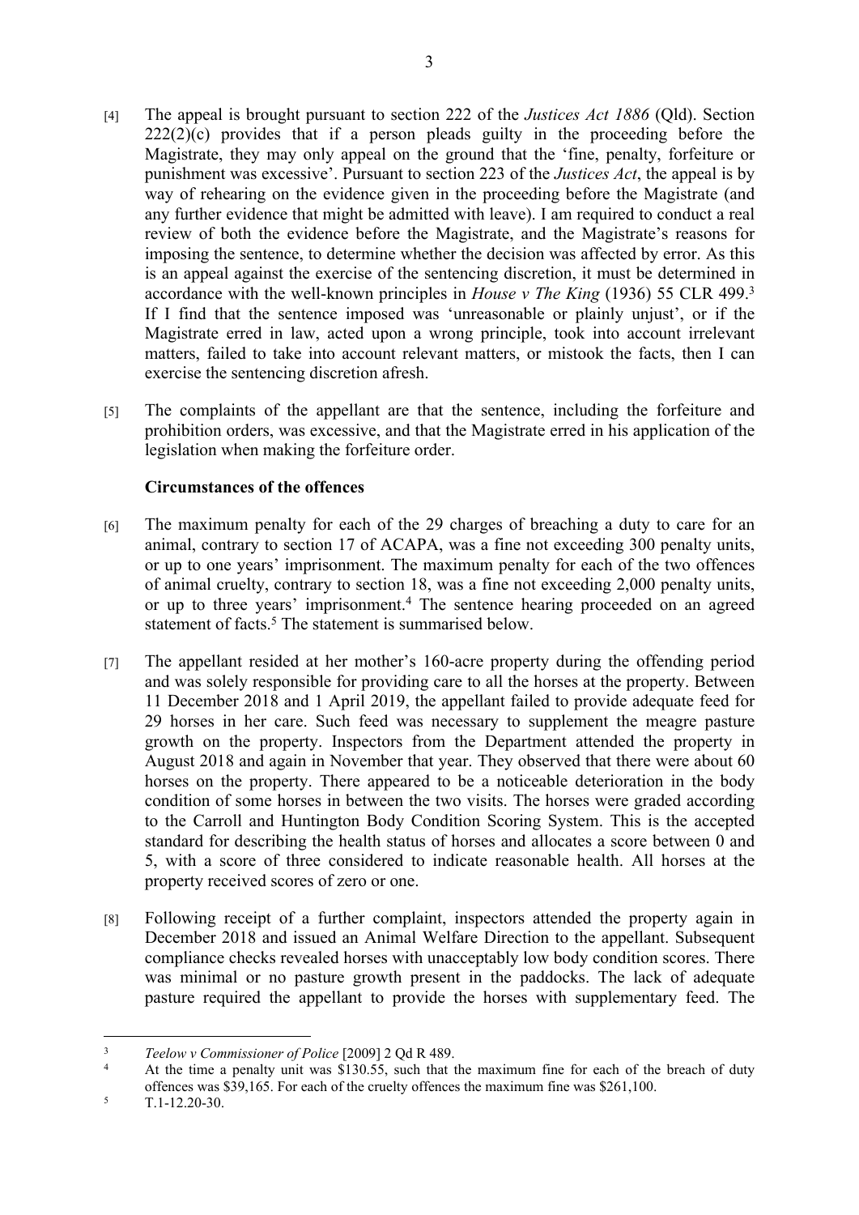[4] The appeal is brought pursuant to section 222 of the *Justices Act 1886* (Qld). Section 222(2)(c) provides that if a person pleads guilty in the proceeding before the Magistrate, they may only appeal on the ground that the 'fine, penalty, forfeiture or punishment was excessive'. Pursuant to section 223 of the *Justices Act*, the appeal is by way of rehearing on the evidence given in the proceeding before the Magistrate (and any further evidence that might be admitted with leave). I am required to conduct a real review of both the evidence before the Magistrate, and the Magistrate's reasons for imposing the sentence, to determine whether the decision was affected by error. As this is an appeal against the exercise of the sentencing discretion, it must be determined in accordance with the well-known principles in *House v The King* (1936) 55 CLR 499.[3] If I find that the sentence imposed was 'unreasonable or plainly unjust', or if the Magistrate erred in law, acted upon a wrong principle, took into account irrelevant matters, failed to take into account relevant matters, or mistook the facts, then I can exercise the sentencing discretion afresh.

[5] The complaints of the appellant are that the sentence, including the forfeiture and prohibition orders, was excessive, and that the Magistrate erred in his application of the legislation when making the forfeiture order.

**Circumstances of the offences**

[6] The maximum penalty for each of the 29 charges of breaching a duty to care for an animal, contrary to section 17 of ACAPA, was a fine not exceeding 300 penalty units, or up to one years' imprisonment. The maximum penalty for each of the two offences of animal cruelty, contrary to section 18, was a fine not exceeding 2,000 penalty units, or up to three years' imprisonment.[4] The sentence hearing proceeded on an agreed statement of facts.[5] The statement is summarised below.

[7] The appellant resided at her mother's 160-acre property during the offending period and was solely responsible for providing care to all the horses at the property. Between 11 December 2018 and 1 April 2019, the appellant failed to provide adequate feed for 29 horses in her care. Such feed was necessary to supplement the meagre pasture growth on the property. Inspectors from the Department attended the property in August 2018 and again in November that year. They observed that there were about 60 horses on the property. There appeared to be a noticeable deterioration in the body condition of some horses in between the two visits. The horses were graded according to the Carroll and Huntington Body Condition Scoring System. This is the accepted standard for describing the health status of horses and allocates a score between 0 and 5, with a score of three considered to indicate reasonable health. All horses at the property received scores of zero or one.

[8] Following receipt of a further complaint, inspectors attended the property again in December 2018 and issued an Animal Welfare Direction to the appellant. Subsequent compliance checks revealed horses with unacceptably low body condition scores. There was minimal or no pasture growth present in the paddocks. The lack of adequate pasture required the appellant to provide the horses with supplementary feed. The

---

[3] *Teelow v Commissioner of Police* [2009] 2 Qd R 489.

[4] At the time a penalty unit was $130.55, such that the maximum fine for each of the breach of duty offences was $39,165. For each of the cruelty offences the maximum fine was $261,100.

[5] T.1-12.20-30.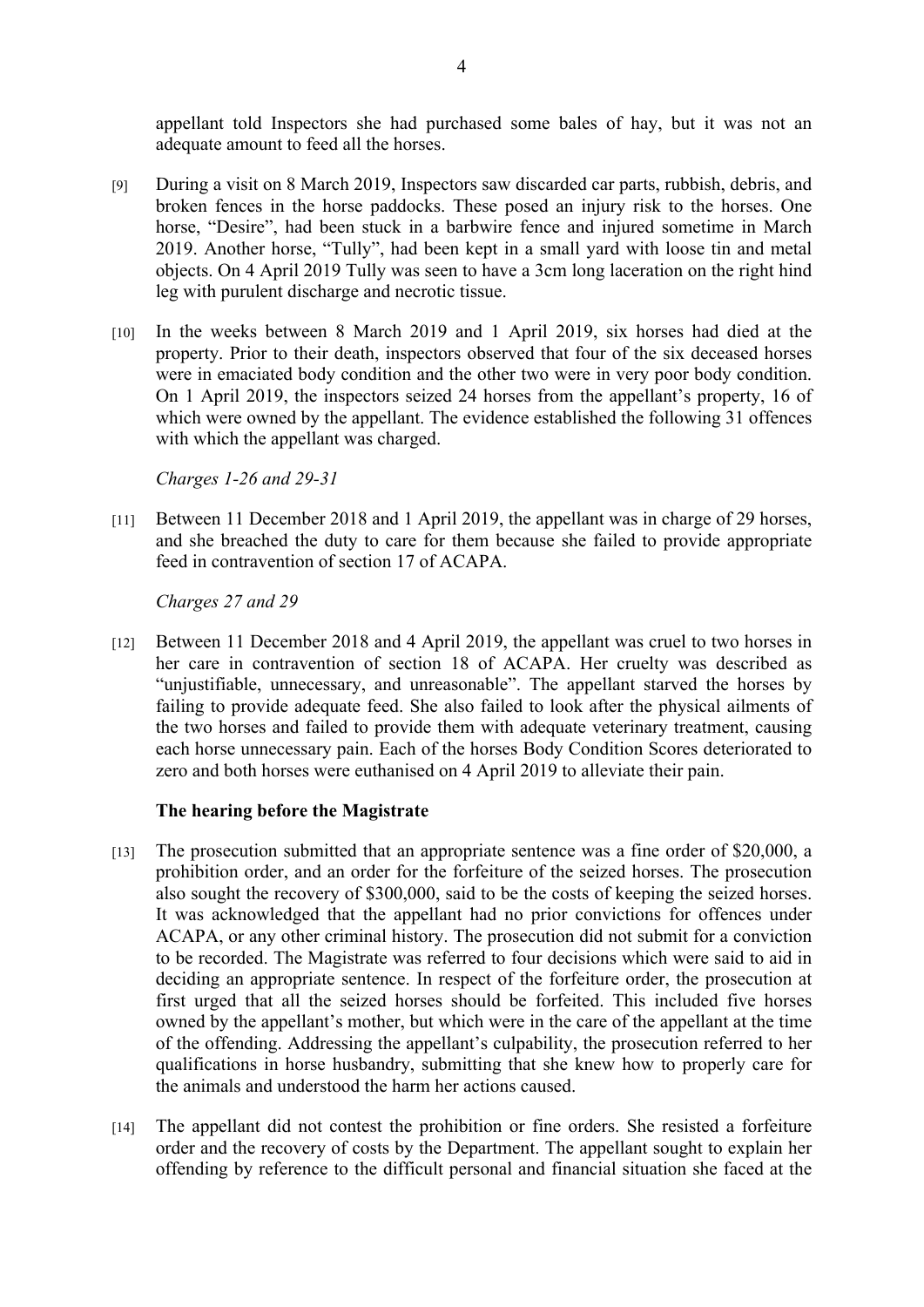appellant told Inspectors she had purchased some bales of hay, but it was not an adequate amount to feed all the horses.

[9] During a visit on 8 March 2019, Inspectors saw discarded car parts, rubbish, debris, and broken fences in the horse paddocks. These posed an injury risk to the horses. One horse, "Desire", had been stuck in a barbwire fence and injured sometime in March 2019. Another horse, "Tully", had been kept in a small yard with loose tin and metal objects. On 4 April 2019 Tully was seen to have a 3cm long laceration on the right hind leg with purulent discharge and necrotic tissue.

[10] In the weeks between 8 March 2019 and 1 April 2019, six horses had died at the property. Prior to their death, inspectors observed that four of the six deceased horses were in emaciated body condition and the other two were in very poor body condition. On 1 April 2019, the inspectors seized 24 horses from the appellant's property, 16 of which were owned by the appellant. The evidence established the following 31 offences with which the appellant was charged.

*Charges 1-26 and 29-31*

[11] Between 11 December 2018 and 1 April 2019, the appellant was in charge of 29 horses, and she breached the duty to care for them because she failed to provide appropriate feed in contravention of section 17 of ACAPA.

*Charges 27 and 29*

[12] Between 11 December 2018 and 4 April 2019, the appellant was cruel to two horses in her care in contravention of section 18 of ACAPA. Her cruelty was described as "unjustifiable, unnecessary, and unreasonable". The appellant starved the horses by failing to provide adequate feed. She also failed to look after the physical ailments of the two horses and failed to provide them with adequate veterinary treatment, causing each horse unnecessary pain. Each of the horses Body Condition Scores deteriorated to zero and both horses were euthanised on 4 April 2019 to alleviate their pain.

### The hearing before the Magistrate

[13] The prosecution submitted that an appropriate sentence was a fine order of $20,000, a prohibition order, and an order for the forfeiture of the seized horses. The prosecution also sought the recovery of $300,000, said to be the costs of keeping the seized horses. It was acknowledged that the appellant had no prior convictions for offences under ACAPA, or any other criminal history. The prosecution did not submit for a conviction to be recorded. The Magistrate was referred to four decisions which were said to aid in deciding an appropriate sentence. In respect of the forfeiture order, the prosecution at first urged that all the seized horses should be forfeited. This included five horses owned by the appellant's mother, but which were in the care of the appellant at the time of the offending. Addressing the appellant's culpability, the prosecution referred to her qualifications in horse husbandry, submitting that she knew how to properly care for the animals and understood the harm her actions caused.

[14] The appellant did not contest the prohibition or fine orders. She resisted a forfeiture order and the recovery of costs by the Department. The appellant sought to explain her offending by reference to the difficult personal and financial situation she faced at the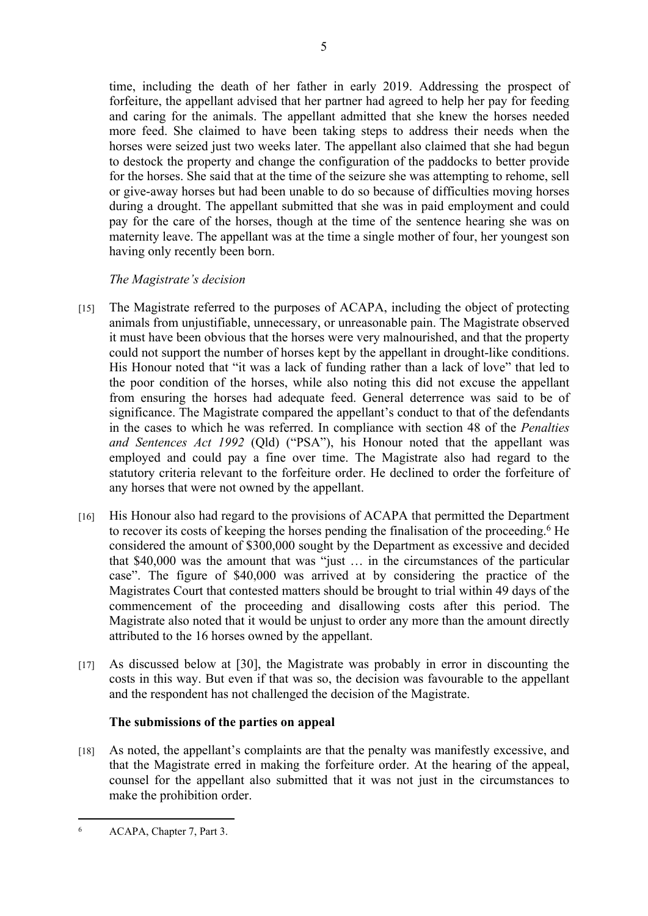time, including the death of her father in early 2019. Addressing the prospect of forfeiture, the appellant advised that her partner had agreed to help her pay for feeding and caring for the animals. The appellant admitted that she knew the horses needed more feed. She claimed to have been taking steps to address their needs when the horses were seized just two weeks later. The appellant also claimed that she had begun to destock the property and change the configuration of the paddocks to better provide for the horses. She said that at the time of the seizure she was attempting to rehome, sell or give-away horses but had been unable to do so because of difficulties moving horses during a drought. The appellant submitted that she was in paid employment and could pay for the care of the horses, though at the time of the sentence hearing she was on maternity leave. The appellant was at the time a single mother of four, her youngest son having only recently been born.

*The Magistrate's decision*

[15] The Magistrate referred to the purposes of ACAPA, including the object of protecting animals from unjustifiable, unnecessary, or unreasonable pain. The Magistrate observed it must have been obvious that the horses were very malnourished, and that the property could not support the number of horses kept by the appellant in drought-like conditions. His Honour noted that "it was a lack of funding rather than a lack of love" that led to the poor condition of the horses, while also noting this did not excuse the appellant from ensuring the horses had adequate feed. General deterrence was said to be of significance. The Magistrate compared the appellant's conduct to that of the defendants in the cases to which he was referred. In compliance with section 48 of the *Penalties and Sentences Act 1992* (Qld) ("PSA"), his Honour noted that the appellant was employed and could pay a fine over time. The Magistrate also had regard to the statutory criteria relevant to the forfeiture order. He declined to order the forfeiture of any horses that were not owned by the appellant.

[16] His Honour also had regard to the provisions of ACAPA that permitted the Department to recover its costs of keeping the horses pending the finalisation of the proceeding.[6] He considered the amount of $300,000 sought by the Department as excessive and decided that $40,000 was the amount that was "just … in the circumstances of the particular case". The figure of $40,000 was arrived at by considering the practice of the Magistrates Court that contested matters should be brought to trial within 49 days of the commencement of the proceeding and disallowing costs after this period. The Magistrate also noted that it would be unjust to order any more than the amount directly attributed to the 16 horses owned by the appellant.

[17] As discussed below at [30], the Magistrate was probably in error in discounting the costs in this way. But even if that was so, the decision was favourable to the appellant and the respondent has not challenged the decision of the Magistrate.

## The submissions of the parties on appeal

[18] As noted, the appellant's complaints are that the penalty was manifestly excessive, and that the Magistrate erred in making the forfeiture order. At the hearing of the appeal, counsel for the appellant also submitted that it was not just in the circumstances to make the prohibition order.

---

[6] ACAPA, Chapter 7, Part 3.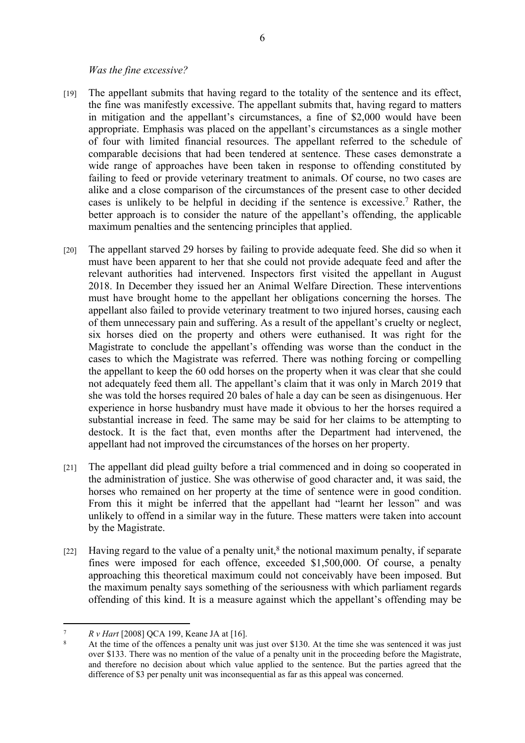*Was the fine excessive?*

[19] The appellant submits that having regard to the totality of the sentence and its effect, the fine was manifestly excessive. The appellant submits that, having regard to matters in mitigation and the appellant's circumstances, a fine of $2,000 would have been appropriate. Emphasis was placed on the appellant's circumstances as a single mother of four with limited financial resources. The appellant referred to the schedule of comparable decisions that had been tendered at sentence. These cases demonstrate a wide range of approaches have been taken in response to offending constituted by failing to feed or provide veterinary treatment to animals. Of course, no two cases are alike and a close comparison of the circumstances of the present case to other decided cases is unlikely to be helpful in deciding if the sentence is excessive.[7] Rather, the better approach is to consider the nature of the appellant's offending, the applicable maximum penalties and the sentencing principles that applied.

[20] The appellant starved 29 horses by failing to provide adequate feed. She did so when it must have been apparent to her that she could not provide adequate feed and after the relevant authorities had intervened. Inspectors first visited the appellant in August 2018. In December they issued her an Animal Welfare Direction. These interventions must have brought home to the appellant her obligations concerning the horses. The appellant also failed to provide veterinary treatment to two injured horses, causing each of them unnecessary pain and suffering. As a result of the appellant's cruelty or neglect, six horses died on the property and others were euthanised. It was right for the Magistrate to conclude the appellant's offending was worse than the conduct in the cases to which the Magistrate was referred. There was nothing forcing or compelling the appellant to keep the 60 odd horses on the property when it was clear that she could not adequately feed them all. The appellant's claim that it was only in March 2019 that she was told the horses required 20 bales of hale a day can be seen as disingenuous. Her experience in horse husbandry must have made it obvious to her the horses required a substantial increase in feed. The same may be said for her claims to be attempting to destock. It is the fact that, even months after the Department had intervened, the appellant had not improved the circumstances of the horses on her property.

[21] The appellant did plead guilty before a trial commenced and in doing so cooperated in the administration of justice. She was otherwise of good character and, it was said, the horses who remained on her property at the time of sentence were in good condition. From this it might be inferred that the appellant had "learnt her lesson" and was unlikely to offend in a similar way in the future. These matters were taken into account by the Magistrate.

[22] Having regard to the value of a penalty unit,[8] the notional maximum penalty, if separate fines were imposed for each offence, exceeded $1,500,000. Of course, a penalty approaching this theoretical maximum could not conceivably have been imposed. But the maximum penalty says something of the seriousness with which parliament regards offending of this kind. It is a measure against which the appellant's offending may be

---

[7] *R v Hart* [2008] QCA 199, Keane JA at [16].

[8] At the time of the offences a penalty unit was just over $130. At the time she was sentenced it was just over $133. There was no mention of the value of a penalty unit in the proceeding before the Magistrate, and therefore no decision about which value applied to the sentence. But the parties agreed that the difference of $3 per penalty unit was inconsequential as far as this appeal was concerned.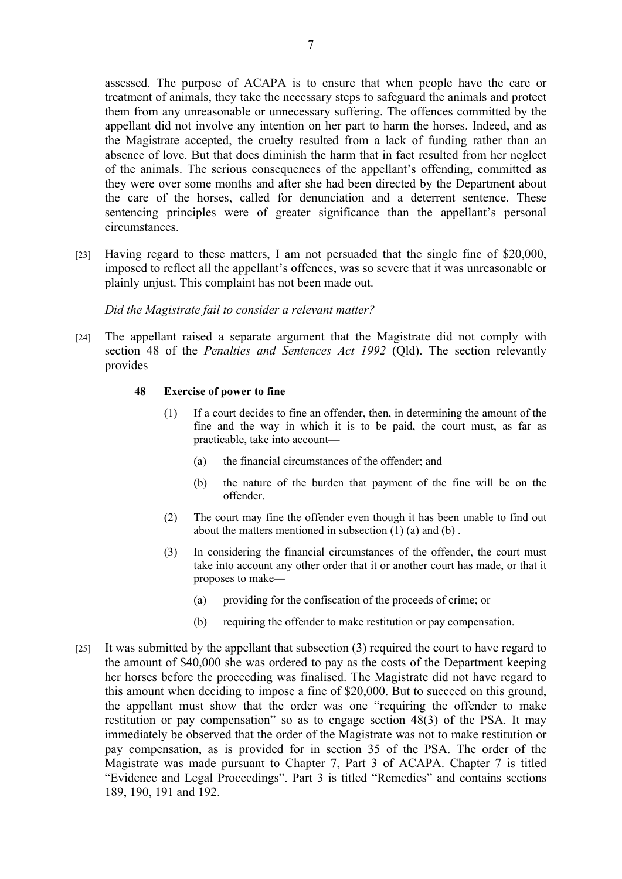assessed. The purpose of ACAPA is to ensure that when people have the care or treatment of animals, they take the necessary steps to safeguard the animals and protect them from any unreasonable or unnecessary suffering. The offences committed by the appellant did not involve any intention on her part to harm the horses. Indeed, and as the Magistrate accepted, the cruelty resulted from a lack of funding rather than an absence of love. But that does diminish the harm that in fact resulted from her neglect of the animals. The serious consequences of the appellant's offending, committed as they were over some months and after she had been directed by the Department about the care of the horses, called for denunciation and a deterrent sentence. These sentencing principles were of greater significance than the appellant's personal circumstances.

[23] Having regard to these matters, I am not persuaded that the single fine of $20,000, imposed to reflect all the appellant's offences, was so severe that it was unreasonable or plainly unjust. This complaint has not been made out.

*Did the Magistrate fail to consider a relevant matter?*

[24] The appellant raised a separate argument that the Magistrate did not comply with section 48 of the *Penalties and Sentences Act 1992* (Qld). The section relevantly provides

> **48 Exercise of power to fine**
>
> (1) If a court decides to fine an offender, then, in determining the amount of the fine and the way in which it is to be paid, the court must, as far as practicable, take into account—
>
> (a) the financial circumstances of the offender; and
>
> (b) the nature of the burden that payment of the fine will be on the offender.
>
> (2) The court may fine the offender even though it has been unable to find out about the matters mentioned in subsection (1) (a) and (b) .
>
> (3) In considering the financial circumstances of the offender, the court must take into account any other order that it or another court has made, or that it proposes to make—
>
> (a) providing for the confiscation of the proceeds of crime; or
>
> (b) requiring the offender to make restitution or pay compensation.

[25] It was submitted by the appellant that subsection (3) required the court to have regard to the amount of $40,000 she was ordered to pay as the costs of the Department keeping her horses before the proceeding was finalised. The Magistrate did not have regard to this amount when deciding to impose a fine of $20,000. But to succeed on this ground, the appellant must show that the order was one "requiring the offender to make restitution or pay compensation" so as to engage section 48(3) of the PSA. It may immediately be observed that the order of the Magistrate was not to make restitution or pay compensation, as is provided for in section 35 of the PSA. The order of the Magistrate was made pursuant to Chapter 7, Part 3 of ACAPA. Chapter 7 is titled "Evidence and Legal Proceedings". Part 3 is titled "Remedies" and contains sections 189, 190, 191 and 192.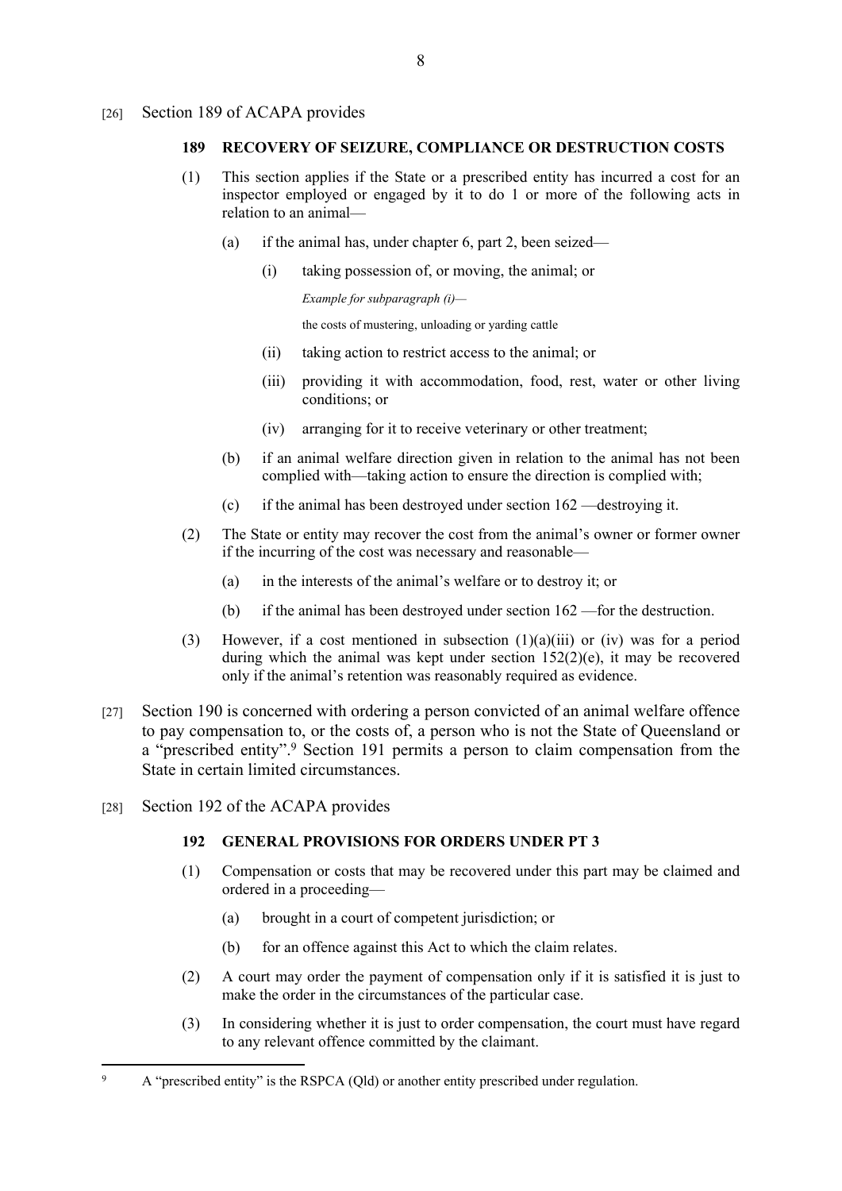[26] Section 189 of ACAPA provides

**189 RECOVERY OF SEIZURE, COMPLIANCE OR DESTRUCTION COSTS**

(1) This section applies if the State or a prescribed entity has incurred a cost for an inspector employed or engaged by it to do 1 or more of the following acts in relation to an animal—

(a) if the animal has, under chapter 6, part 2, been seized—

(i) taking possession of, or moving, the animal; or

*Example for subparagraph (i)—*

the costs of mustering, unloading or yarding cattle

(ii) taking action to restrict access to the animal; or

(iii) providing it with accommodation, food, rest, water or other living conditions; or

(iv) arranging for it to receive veterinary or other treatment;

(b) if an animal welfare direction given in relation to the animal has not been complied with—taking action to ensure the direction is complied with;

(c) if the animal has been destroyed under section 162 —destroying it.

(2) The State or entity may recover the cost from the animal's owner or former owner if the incurring of the cost was necessary and reasonable—

(a) in the interests of the animal's welfare or to destroy it; or

(b) if the animal has been destroyed under section 162 —for the destruction.

(3) However, if a cost mentioned in subsection (1)(a)(iii) or (iv) was for a period during which the animal was kept under section 152(2)(e), it may be recovered only if the animal's retention was reasonably required as evidence.

[27] Section 190 is concerned with ordering a person convicted of an animal welfare offence to pay compensation to, or the costs of, a person who is not the State of Queensland or a "prescribed entity".[9] Section 191 permits a person to claim compensation from the State in certain limited circumstances.

[28] Section 192 of the ACAPA provides

**192 GENERAL PROVISIONS FOR ORDERS UNDER PT 3**

(1) Compensation or costs that may be recovered under this part may be claimed and ordered in a proceeding—

(a) brought in a court of competent jurisdiction; or

(b) for an offence against this Act to which the claim relates.

(2) A court may order the payment of compensation only if it is satisfied it is just to make the order in the circumstances of the particular case.

(3) In considering whether it is just to order compensation, the court must have regard to any relevant offence committed by the claimant.

---

[9] A "prescribed entity" is the RSPCA (Qld) or another entity prescribed under regulation.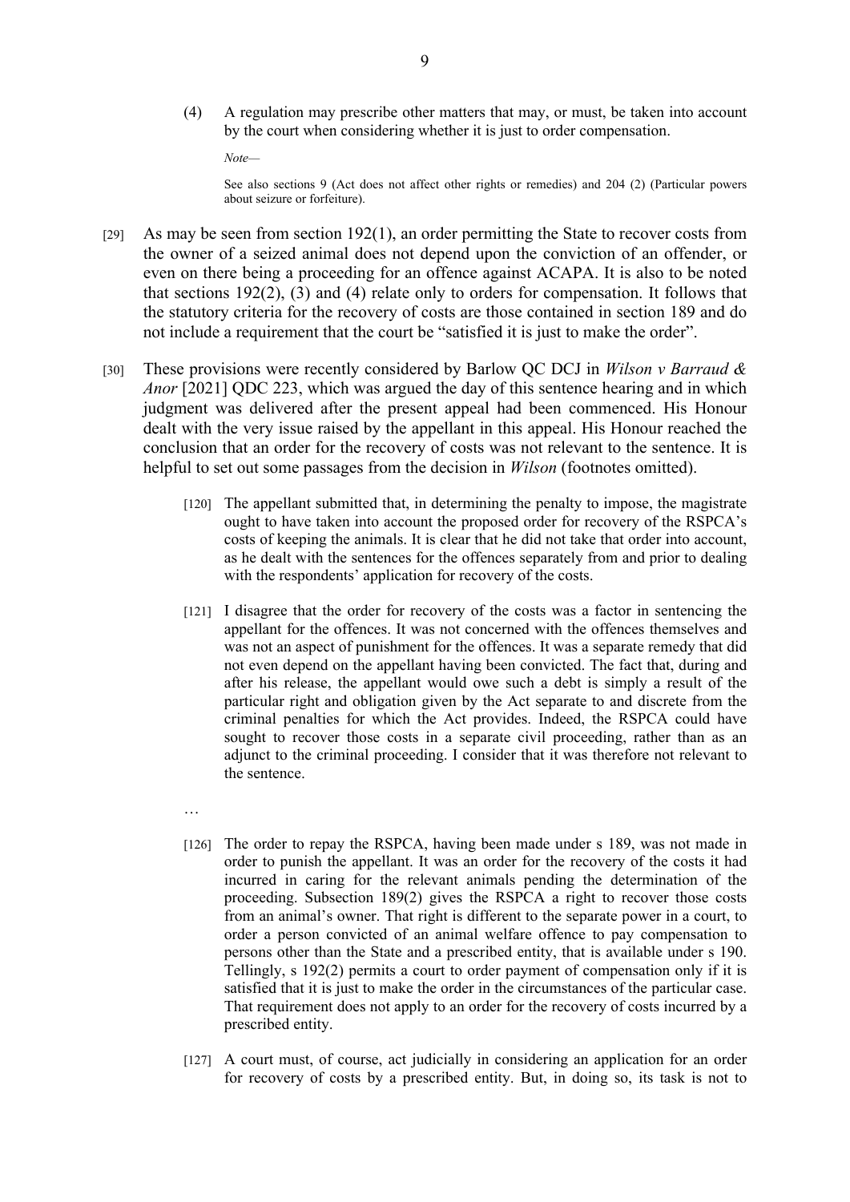(4) A regulation may prescribe other matters that may, or must, be taken into account by the court when considering whether it is just to order compensation.

*Note—*

See also sections 9 (Act does not affect other rights or remedies) and 204 (2) (Particular powers about seizure or forfeiture).

[29] As may be seen from section 192(1), an order permitting the State to recover costs from the owner of a seized animal does not depend upon the conviction of an offender, or even on there being a proceeding for an offence against ACAPA. It is also to be noted that sections 192(2), (3) and (4) relate only to orders for compensation. It follows that the statutory criteria for the recovery of costs are those contained in section 189 and do not include a requirement that the court be "satisfied it is just to make the order".

[30] These provisions were recently considered by Barlow QC DCJ in *Wilson v Barraud & Anor* [2021] QDC 223, which was argued the day of this sentence hearing and in which judgment was delivered after the present appeal had been commenced. His Honour dealt with the very issue raised by the appellant in this appeal. His Honour reached the conclusion that an order for the recovery of costs was not relevant to the sentence. It is helpful to set out some passages from the decision in *Wilson* (footnotes omitted).

> [120] The appellant submitted that, in determining the penalty to impose, the magistrate ought to have taken into account the proposed order for recovery of the RSPCA's costs of keeping the animals. It is clear that he did not take that order into account, as he dealt with the sentences for the offences separately from and prior to dealing with the respondents' application for recovery of the costs.
>
> [121] I disagree that the order for recovery of the costs was a factor in sentencing the appellant for the offences. It was not concerned with the offences themselves and was not an aspect of punishment for the offences. It was a separate remedy that did not even depend on the appellant having been convicted. The fact that, during and after his release, the appellant would owe such a debt is simply a result of the particular right and obligation given by the Act separate to and discrete from the criminal penalties for which the Act provides. Indeed, the RSPCA could have sought to recover those costs in a separate civil proceeding, rather than as an adjunct to the criminal proceeding. I consider that it was therefore not relevant to the sentence.
>
> …
>
> [126] The order to repay the RSPCA, having been made under s 189, was not made in order to punish the appellant. It was an order for the recovery of the costs it had incurred in caring for the relevant animals pending the determination of the proceeding. Subsection 189(2) gives the RSPCA a right to recover those costs from an animal's owner. That right is different to the separate power in a court, to order a person convicted of an animal welfare offence to pay compensation to persons other than the State and a prescribed entity, that is available under s 190. Tellingly, s 192(2) permits a court to order payment of compensation only if it is satisfied that it is just to make the order in the circumstances of the particular case. That requirement does not apply to an order for the recovery of costs incurred by a prescribed entity.
>
> [127] A court must, of course, act judicially in considering an application for an order for recovery of costs by a prescribed entity. But, in doing so, its task is not to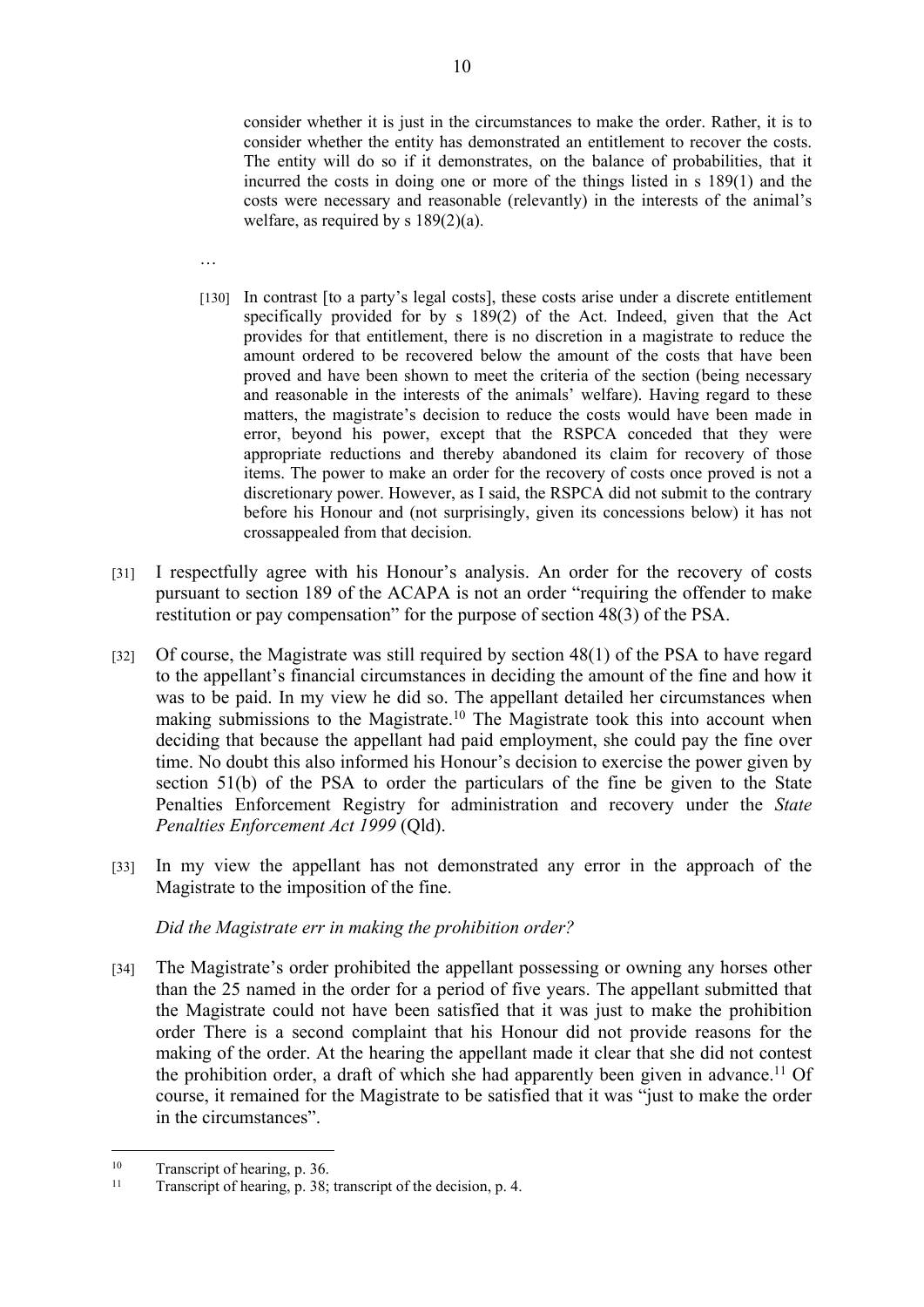> consider whether it is just in the circumstances to make the order. Rather, it is to consider whether the entity has demonstrated an entitlement to recover the costs. The entity will do so if it demonstrates, on the balance of probabilities, that it incurred the costs in doing one or more of the things listed in s 189(1) and the costs were necessary and reasonable (relevantly) in the interests of the animal's welfare, as required by s 189(2)(a).
>
> …
>
> [130] In contrast [to a party's legal costs], these costs arise under a discrete entitlement specifically provided for by s 189(2) of the Act. Indeed, given that the Act provides for that entitlement, there is no discretion in a magistrate to reduce the amount ordered to be recovered below the amount of the costs that have been proved and have been shown to meet the criteria of the section (being necessary and reasonable in the interests of the animals' welfare). Having regard to these matters, the magistrate's decision to reduce the costs would have been made in error, beyond his power, except that the RSPCA conceded that they were appropriate reductions and thereby abandoned its claim for recovery of those items. The power to make an order for the recovery of costs once proved is not a discretionary power. However, as I said, the RSPCA did not submit to the contrary before his Honour and (not surprisingly, given its concessions below) it has not crossappealed from that decision.

[31] I respectfully agree with his Honour's analysis. An order for the recovery of costs pursuant to section 189 of the ACAPA is not an order "requiring the offender to make restitution or pay compensation" for the purpose of section 48(3) of the PSA.

[32] Of course, the Magistrate was still required by section 48(1) of the PSA to have regard to the appellant's financial circumstances in deciding the amount of the fine and how it was to be paid. In my view he did so. The appellant detailed her circumstances when making submissions to the Magistrate.[10] The Magistrate took this into account when deciding that because the appellant had paid employment, she could pay the fine over time. No doubt this also informed his Honour's decision to exercise the power given by section 51(b) of the PSA to order the particulars of the fine be given to the State Penalties Enforcement Registry for administration and recovery under the *State Penalties Enforcement Act 1999* (Qld).

[33] In my view the appellant has not demonstrated any error in the approach of the Magistrate to the imposition of the fine.

*Did the Magistrate err in making the prohibition order?*

[34] The Magistrate's order prohibited the appellant possessing or owning any horses other than the 25 named in the order for a period of five years. The appellant submitted that the Magistrate could not have been satisfied that it was just to make the prohibition order There is a second complaint that his Honour did not provide reasons for the making of the order. At the hearing the appellant made it clear that she did not contest the prohibition order, a draft of which she had apparently been given in advance.[11] Of course, it remained for the Magistrate to be satisfied that it was "just to make the order in the circumstances".

---

[10] Transcript of hearing, p. 36.

[11] Transcript of hearing, p. 38; transcript of the decision, p. 4.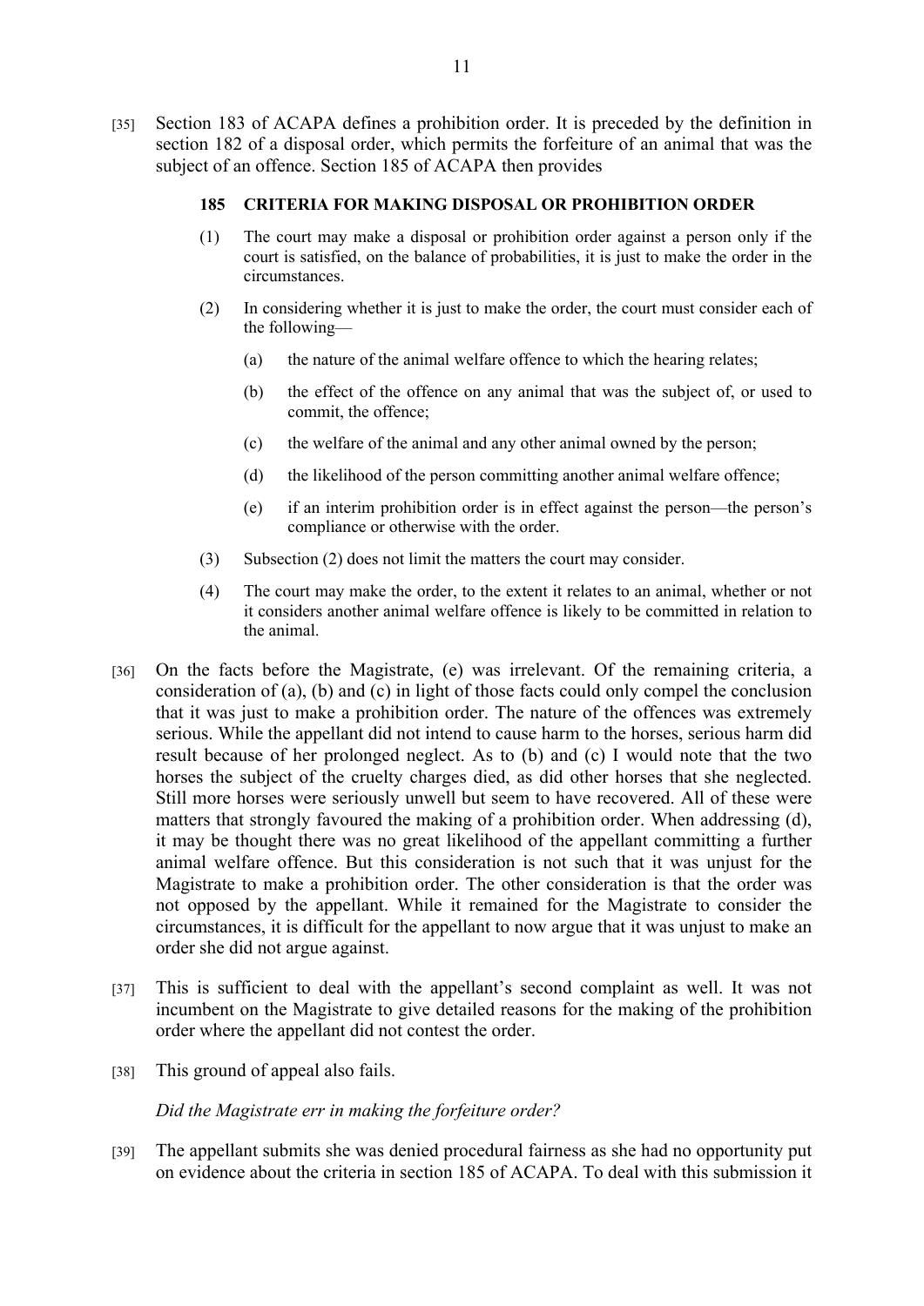[35] Section 183 of ACAPA defines a prohibition order. It is preceded by the definition in section 182 of a disposal order, which permits the forfeiture of an animal that was the subject of an offence. Section 185 of ACAPA then provides

> **185 CRITERIA FOR MAKING DISPOSAL OR PROHIBITION ORDER**
>
> (1) The court may make a disposal or prohibition order against a person only if the court is satisfied, on the balance of probabilities, it is just to make the order in the circumstances.
>
> (2) In considering whether it is just to make the order, the court must consider each of the following—
>
> (a) the nature of the animal welfare offence to which the hearing relates;
>
> (b) the effect of the offence on any animal that was the subject of, or used to commit, the offence;
>
> (c) the welfare of the animal and any other animal owned by the person;
>
> (d) the likelihood of the person committing another animal welfare offence;
>
> (e) if an interim prohibition order is in effect against the person—the person's compliance or otherwise with the order.
>
> (3) Subsection (2) does not limit the matters the court may consider.
>
> (4) The court may make the order, to the extent it relates to an animal, whether or not it considers another animal welfare offence is likely to be committed in relation to the animal.

[36] On the facts before the Magistrate, (e) was irrelevant. Of the remaining criteria, a consideration of (a), (b) and (c) in light of those facts could only compel the conclusion that it was just to make a prohibition order. The nature of the offences was extremely serious. While the appellant did not intend to cause harm to the horses, serious harm did result because of her prolonged neglect. As to (b) and (c) I would note that the two horses the subject of the cruelty charges died, as did other horses that she neglected. Still more horses were seriously unwell but seem to have recovered. All of these were matters that strongly favoured the making of a prohibition order. When addressing (d), it may be thought there was no great likelihood of the appellant committing a further animal welfare offence. But this consideration is not such that it was unjust for the Magistrate to make a prohibition order. The other consideration is that the order was not opposed by the appellant. While it remained for the Magistrate to consider the circumstances, it is difficult for the appellant to now argue that it was unjust to make an order she did not argue against.

[37] This is sufficient to deal with the appellant's second complaint as well. It was not incumbent on the Magistrate to give detailed reasons for the making of the prohibition order where the appellant did not contest the order.

[38] This ground of appeal also fails.

*Did the Magistrate err in making the forfeiture order?*

[39] The appellant submits she was denied procedural fairness as she had no opportunity put on evidence about the criteria in section 185 of ACAPA. To deal with this submission it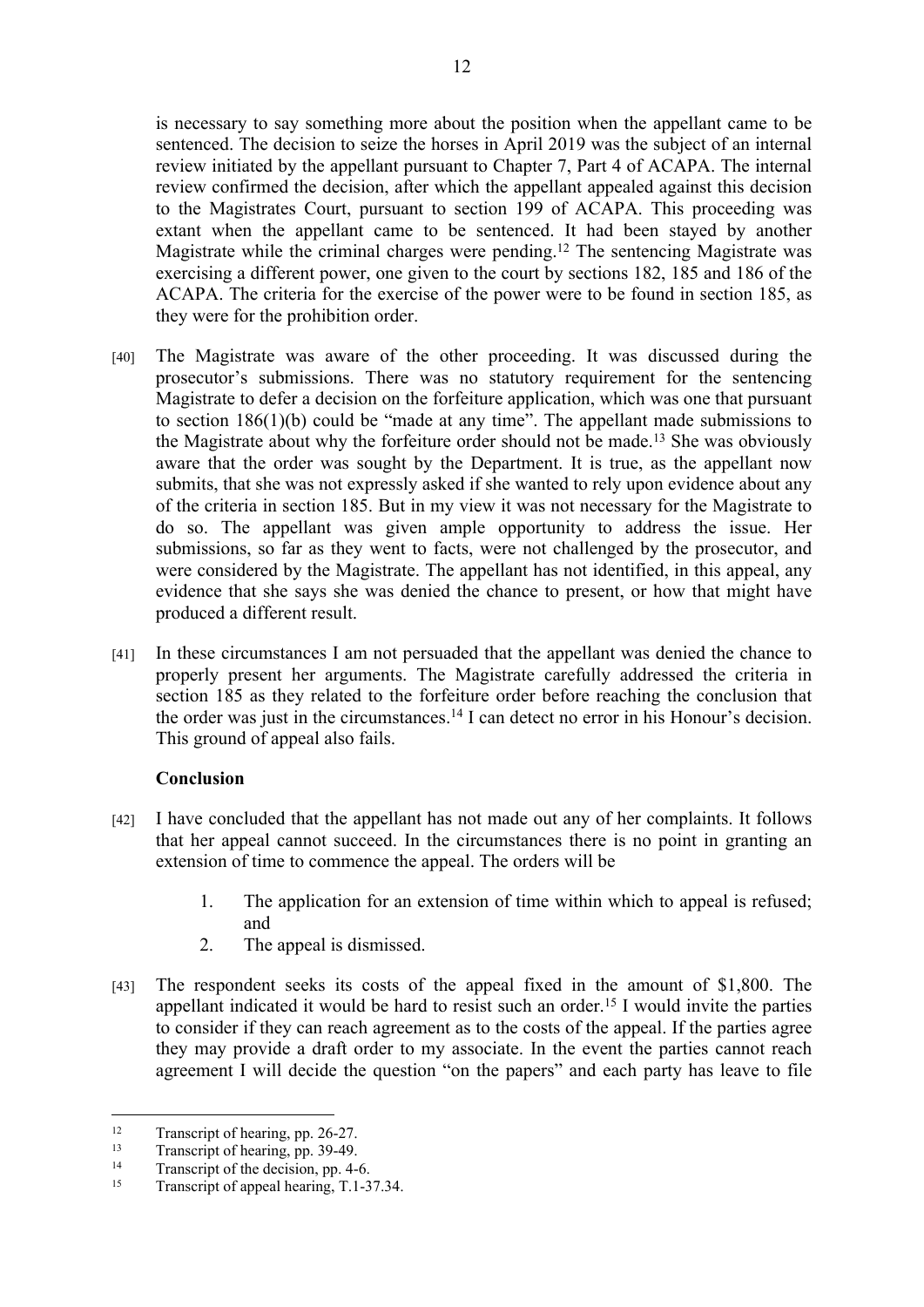is necessary to say something more about the position when the appellant came to be sentenced. The decision to seize the horses in April 2019 was the subject of an internal review initiated by the appellant pursuant to Chapter 7, Part 4 of ACAPA. The internal review confirmed the decision, after which the appellant appealed against this decision to the Magistrates Court, pursuant to section 199 of ACAPA. This proceeding was extant when the appellant came to be sentenced. It had been stayed by another Magistrate while the criminal charges were pending.[12] The sentencing Magistrate was exercising a different power, one given to the court by sections 182, 185 and 186 of the ACAPA. The criteria for the exercise of the power were to be found in section 185, as they were for the prohibition order.

[40] The Magistrate was aware of the other proceeding. It was discussed during the prosecutor's submissions. There was no statutory requirement for the sentencing Magistrate to defer a decision on the forfeiture application, which was one that pursuant to section 186(1)(b) could be "made at any time". The appellant made submissions to the Magistrate about why the forfeiture order should not be made.[13] She was obviously aware that the order was sought by the Department. It is true, as the appellant now submits, that she was not expressly asked if she wanted to rely upon evidence about any of the criteria in section 185. But in my view it was not necessary for the Magistrate to do so. The appellant was given ample opportunity to address the issue. Her submissions, so far as they went to facts, were not challenged by the prosecutor, and were considered by the Magistrate. The appellant has not identified, in this appeal, any evidence that she says she was denied the chance to present, or how that might have produced a different result.

[41] In these circumstances I am not persuaded that the appellant was denied the chance to properly present her arguments. The Magistrate carefully addressed the criteria in section 185 as they related to the forfeiture order before reaching the conclusion that the order was just in the circumstances.[14] I can detect no error in his Honour's decision. This ground of appeal also fails.

### Conclusion

[42] I have concluded that the appellant has not made out any of her complaints. It follows that her appeal cannot succeed. In the circumstances there is no point in granting an extension of time to commence the appeal. The orders will be

1. The application for an extension of time within which to appeal is refused; and
2. The appeal is dismissed.

[43] The respondent seeks its costs of the appeal fixed in the amount of $1,800. The appellant indicated it would be hard to resist such an order.[15] I would invite the parties to consider if they can reach agreement as to the costs of the appeal. If the parties agree they may provide a draft order to my associate. In the event the parties cannot reach agreement I will decide the question "on the papers" and each party has leave to file

---

[12] Transcript of hearing, pp. 26-27.

[13] Transcript of hearing, pp. 39-49.

[14] Transcript of the decision, pp. 4-6.

[15] Transcript of appeal hearing, T.1-37.34.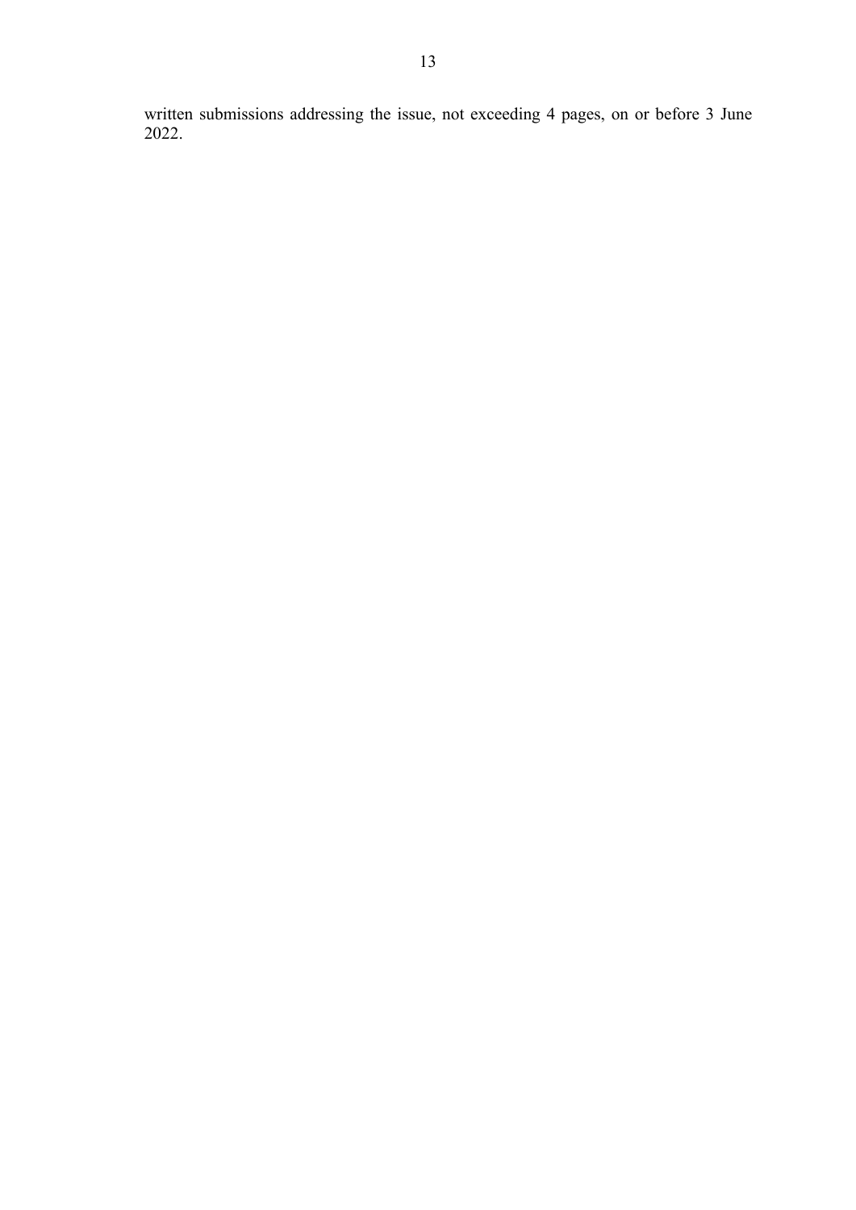written submissions addressing the issue, not exceeding 4 pages, on or before 3 June 2022.